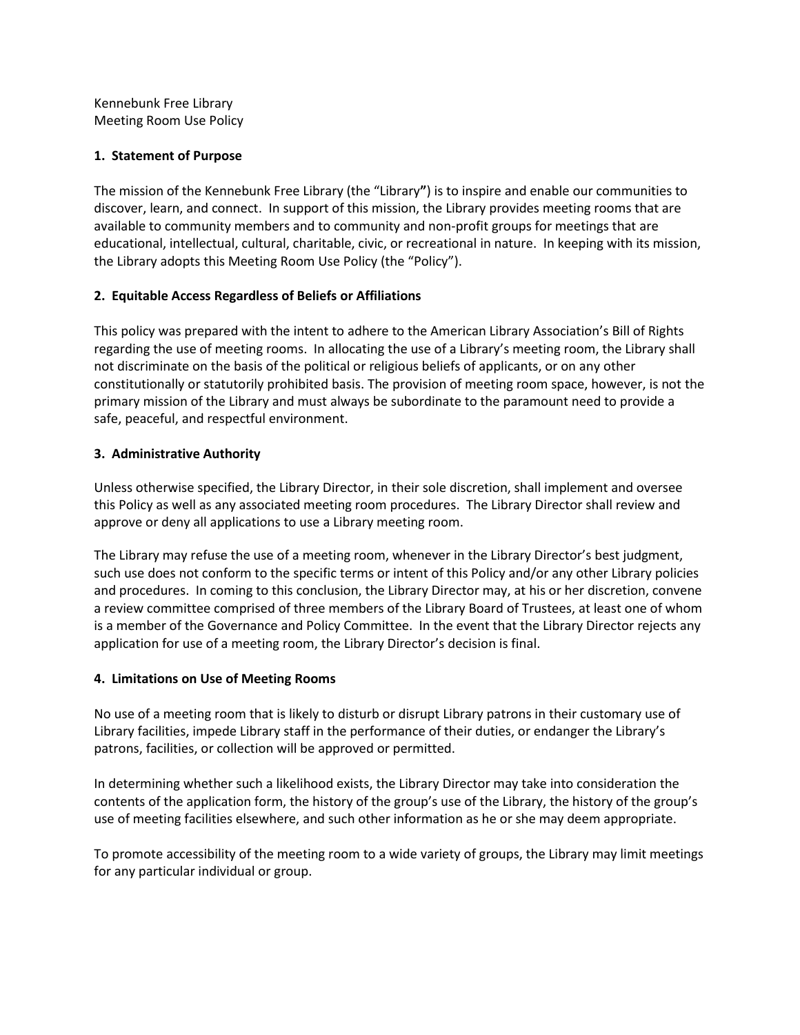Kennebunk Free Library
Meeting Room Use Policy

**1. Statement of Purpose**

The mission of the Kennebunk Free Library (the "Library**"**) is to inspire and enable our communities to discover, learn, and connect. In support of this mission, the Library provides meeting rooms that are available to community members and to community and non-profit groups for meetings that are educational, intellectual, cultural, charitable, civic, or recreational in nature. In keeping with its mission, the Library adopts this Meeting Room Use Policy (the "Policy").

**2. Equitable Access Regardless of Beliefs or Affiliations**

This policy was prepared with the intent to adhere to the American Library Association's Bill of Rights regarding the use of meeting rooms. In allocating the use of a Library's meeting room, the Library shall not discriminate on the basis of the political or religious beliefs of applicants, or on any other constitutionally or statutorily prohibited basis. The provision of meeting room space, however, is not the primary mission of the Library and must always be subordinate to the paramount need to provide a safe, peaceful, and respectful environment.

**3. Administrative Authority**

Unless otherwise specified, the Library Director, in their sole discretion, shall implement and oversee this Policy as well as any associated meeting room procedures. The Library Director shall review and approve or deny all applications to use a Library meeting room.

The Library may refuse the use of a meeting room, whenever in the Library Director's best judgment, such use does not conform to the specific terms or intent of this Policy and/or any other Library policies and procedures. In coming to this conclusion, the Library Director may, at his or her discretion, convene a review committee comprised of three members of the Library Board of Trustees, at least one of whom is a member of the Governance and Policy Committee. In the event that the Library Director rejects any application for use of a meeting room, the Library Director's decision is final.

**4. Limitations on Use of Meeting Rooms**

No use of a meeting room that is likely to disturb or disrupt Library patrons in their customary use of Library facilities, impede Library staff in the performance of their duties, or endanger the Library's patrons, facilities, or collection will be approved or permitted.

In determining whether such a likelihood exists, the Library Director may take into consideration the contents of the application form, the history of the group's use of the Library, the history of the group's use of meeting facilities elsewhere, and such other information as he or she may deem appropriate.

To promote accessibility of the meeting room to a wide variety of groups, the Library may limit meetings for any particular individual or group.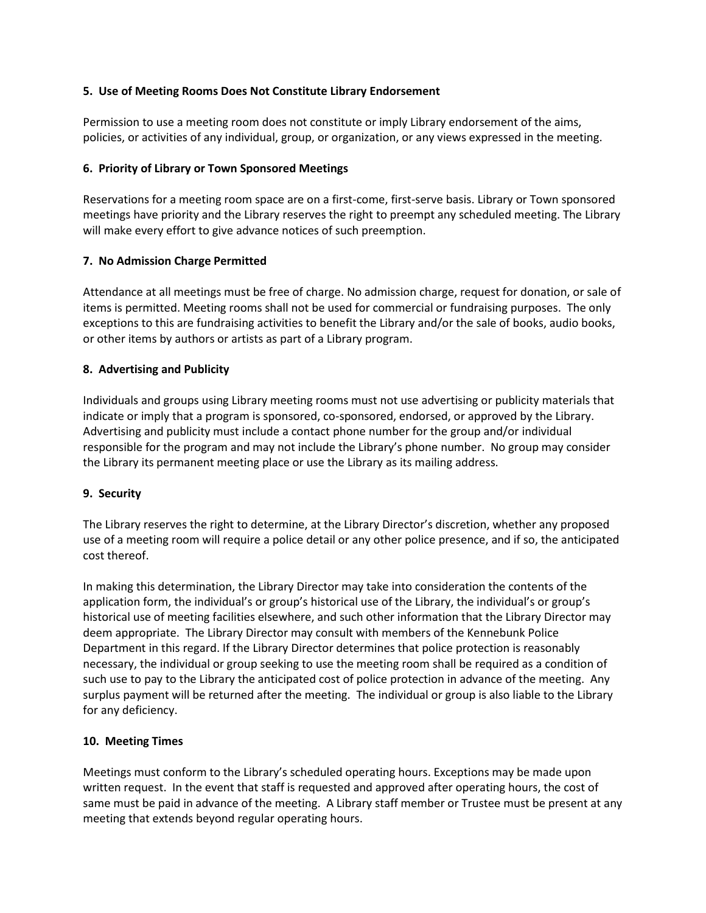**5. Use of Meeting Rooms Does Not Constitute Library Endorsement**

Permission to use a meeting room does not constitute or imply Library endorsement of the aims, policies, or activities of any individual, group, or organization, or any views expressed in the meeting.

**6. Priority of Library or Town Sponsored Meetings**

Reservations for a meeting room space are on a first-come, first-serve basis. Library or Town sponsored meetings have priority and the Library reserves the right to preempt any scheduled meeting. The Library will make every effort to give advance notices of such preemption.

**7. No Admission Charge Permitted**

Attendance at all meetings must be free of charge. No admission charge, request for donation, or sale of items is permitted. Meeting rooms shall not be used for commercial or fundraising purposes. The only exceptions to this are fundraising activities to benefit the Library and/or the sale of books, audio books, or other items by authors or artists as part of a Library program.

**8. Advertising and Publicity**

Individuals and groups using Library meeting rooms must not use advertising or publicity materials that indicate or imply that a program is sponsored, co-sponsored, endorsed, or approved by the Library. Advertising and publicity must include a contact phone number for the group and/or individual responsible for the program and may not include the Library's phone number. No group may consider the Library its permanent meeting place or use the Library as its mailing address.

**9. Security**

The Library reserves the right to determine, at the Library Director's discretion, whether any proposed use of a meeting room will require a police detail or any other police presence, and if so, the anticipated cost thereof.

In making this determination, the Library Director may take into consideration the contents of the application form, the individual's or group's historical use of the Library, the individual's or group's historical use of meeting facilities elsewhere, and such other information that the Library Director may deem appropriate. The Library Director may consult with members of the Kennebunk Police Department in this regard. If the Library Director determines that police protection is reasonably necessary, the individual or group seeking to use the meeting room shall be required as a condition of such use to pay to the Library the anticipated cost of police protection in advance of the meeting. Any surplus payment will be returned after the meeting. The individual or group is also liable to the Library for any deficiency.

**10. Meeting Times**

Meetings must conform to the Library's scheduled operating hours. Exceptions may be made upon written request. In the event that staff is requested and approved after operating hours, the cost of same must be paid in advance of the meeting. A Library staff member or Trustee must be present at any meeting that extends beyond regular operating hours.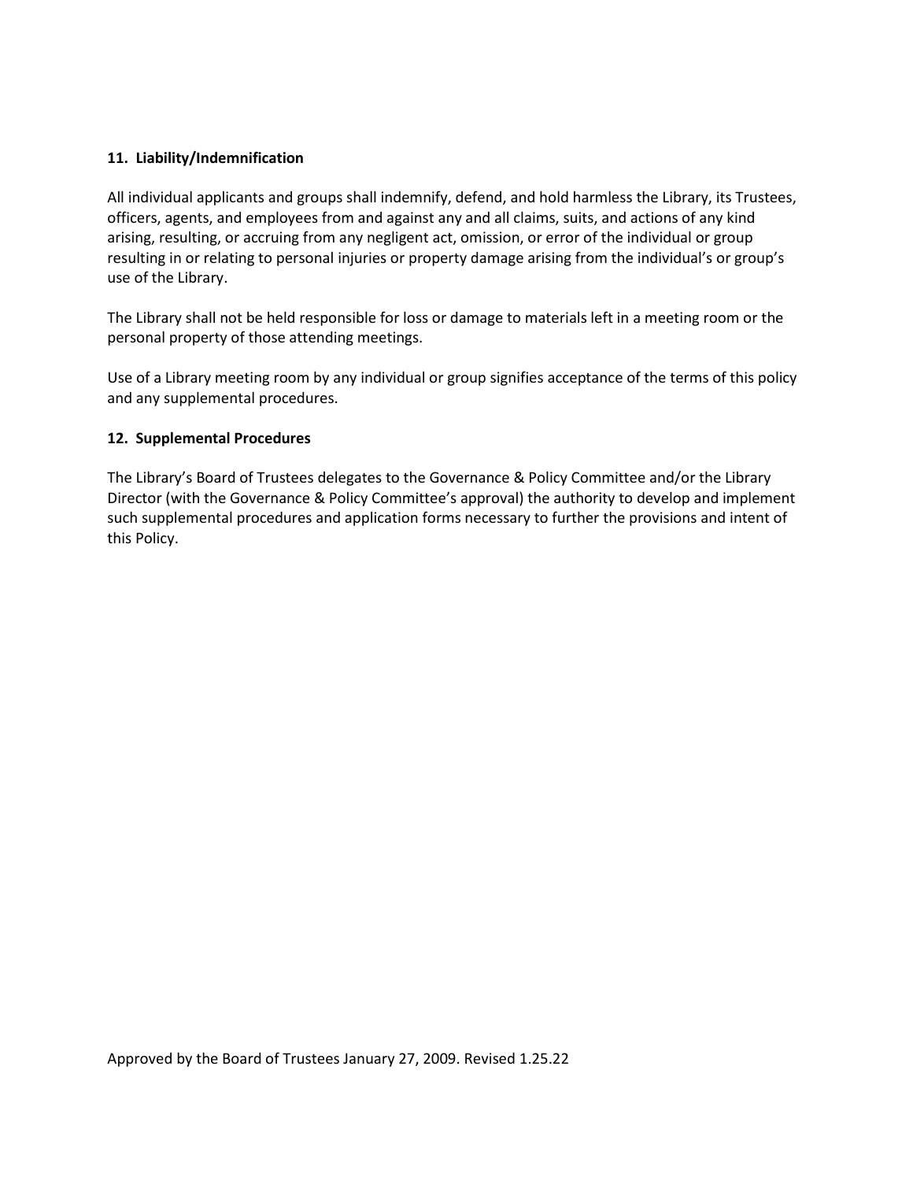**11. Liability/Indemnification**

All individual applicants and groups shall indemnify, defend, and hold harmless the Library, its Trustees, officers, agents, and employees from and against any and all claims, suits, and actions of any kind arising, resulting, or accruing from any negligent act, omission, or error of the individual or group resulting in or relating to personal injuries or property damage arising from the individual's or group's use of the Library.

The Library shall not be held responsible for loss or damage to materials left in a meeting room or the personal property of those attending meetings.

Use of a Library meeting room by any individual or group signifies acceptance of the terms of this policy and any supplemental procedures.

**12. Supplemental Procedures**

The Library's Board of Trustees delegates to the Governance & Policy Committee and/or the Library Director (with the Governance & Policy Committee's approval) the authority to develop and implement such supplemental procedures and application forms necessary to further the provisions and intent of this Policy.

Approved by the Board of Trustees January 27, 2009. Revised 1.25.22